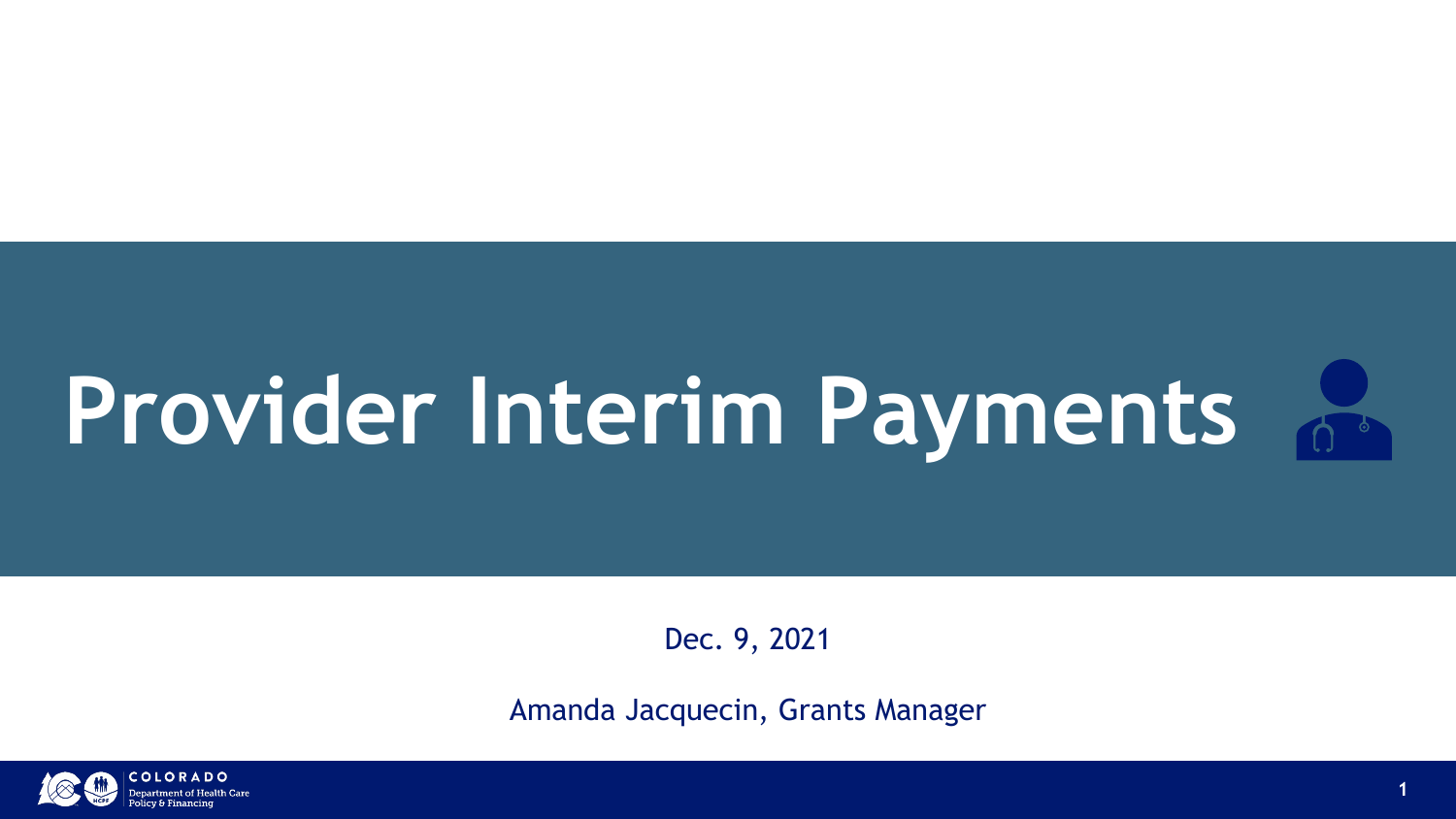# Provider Interim Payments

Dec. 9, 2021

Amanda Jacquecin, Grants Manager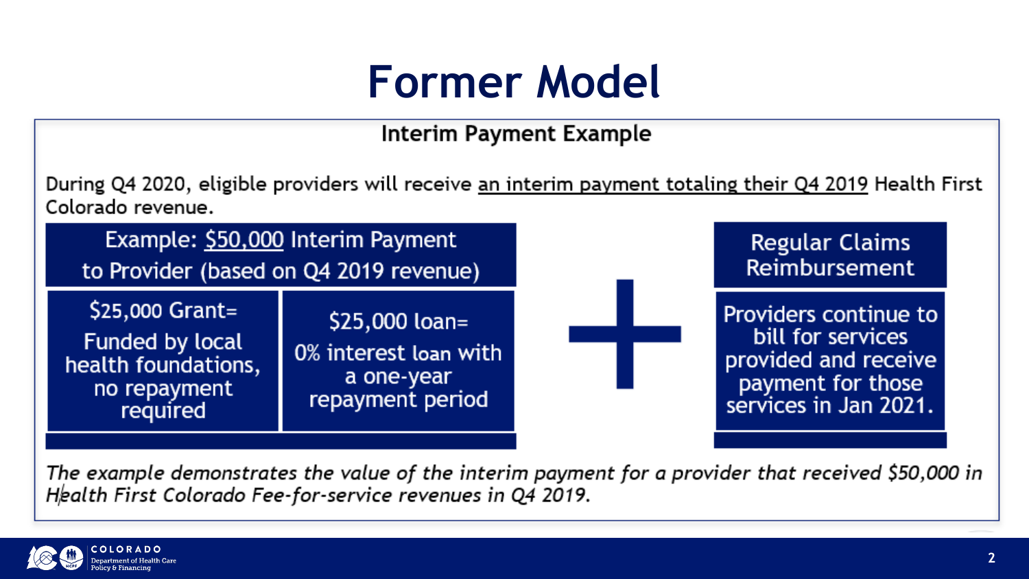# Former Model

### Interim Payment Example

During Q4 2020, eligible providers will receive <u>an interim payment totaling their Q4 2019</u> Health First Colorado revenue.

**Example: <u>$50,000</u> Interim Payment to Provider (based on Q4 2019 revenue)**

- **$25,000 Grant=** Funded by local health foundations, no repayment required
- **$25,000 loan=** 0% interest loan with a one-year repayment period

**+**

**Regular Claims Reimbursement**

Providers continue to bill for services provided and receive payment for those services in Jan 2021.

*The example demonstrates the value of the interim payment for a provider that received $50,000 in Health First Colorado Fee-for-service revenues in Q4 2019.*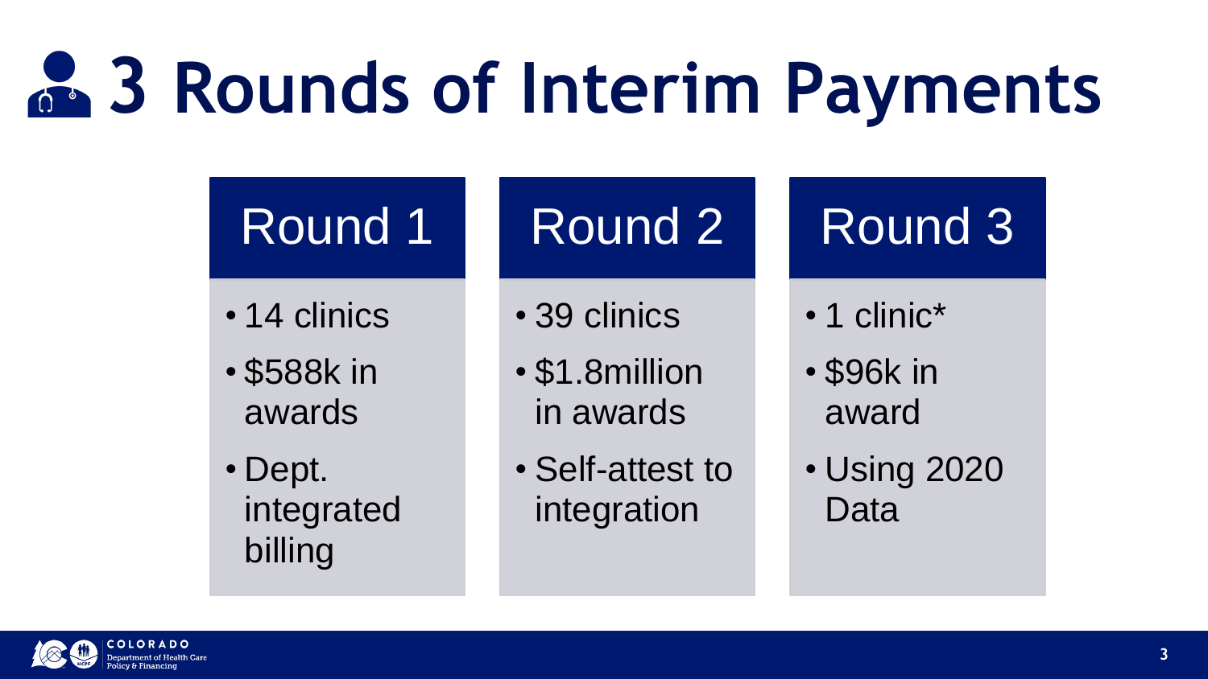# 3 Rounds of Interim Payments

## Round 1

- 14 clinics
- $588k in awards
- Dept. integrated billing

## Round 2

- 39 clinics
- $1.8million in awards
- Self-attest to integration

## Round 3

- 1 clinic*
- $96k in award
- Using 2020 Data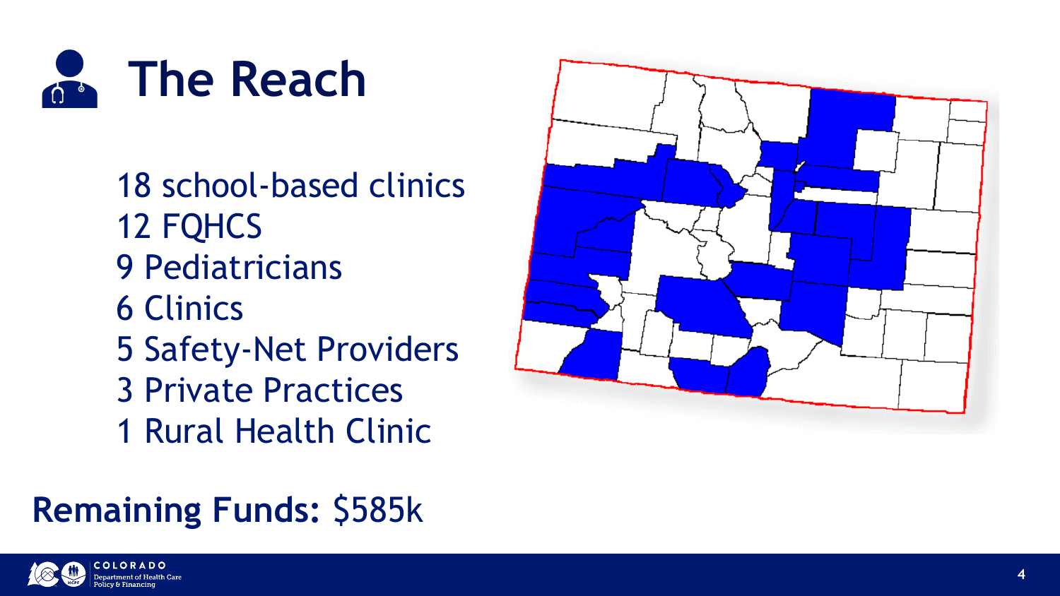# The Reach

18 school-based clinics
12 FQHCS
9 Pediatricians
6 Clinics
5 Safety-Net Providers
3 Private Practices
1 Rural Health Clinic

**Remaining Funds:** $585k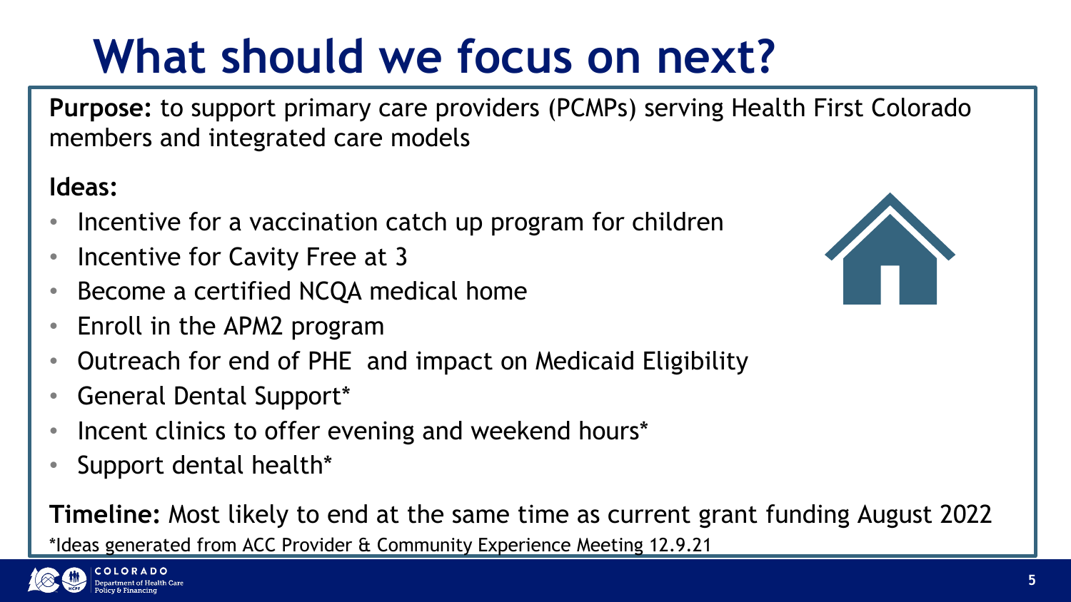# What should we focus on next?

**Purpose:** to support primary care providers (PCMPs) serving Health First Colorado members and integrated care models

**Ideas:**

- Incentive for a vaccination catch up program for children
- Incentive for Cavity Free at 3
- Become a certified NCQA medical home
- Enroll in the APM2 program
- Outreach for end of PHE and impact on Medicaid Eligibility
- General Dental Support*
- Incent clinics to offer evening and weekend hours*
- Support dental health*

**Timeline:** Most likely to end at the same time as current grant funding August 2022

*Ideas generated from ACC Provider & Community Experience Meeting 12.9.21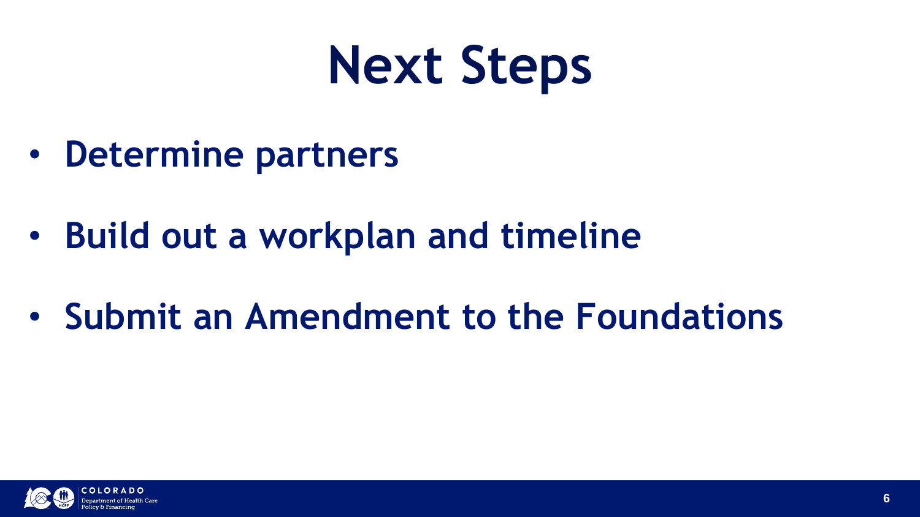# Next Steps

- **Determine partners**
- **Build out a workplan and timeline**
- **Submit an Amendment to the Foundations**